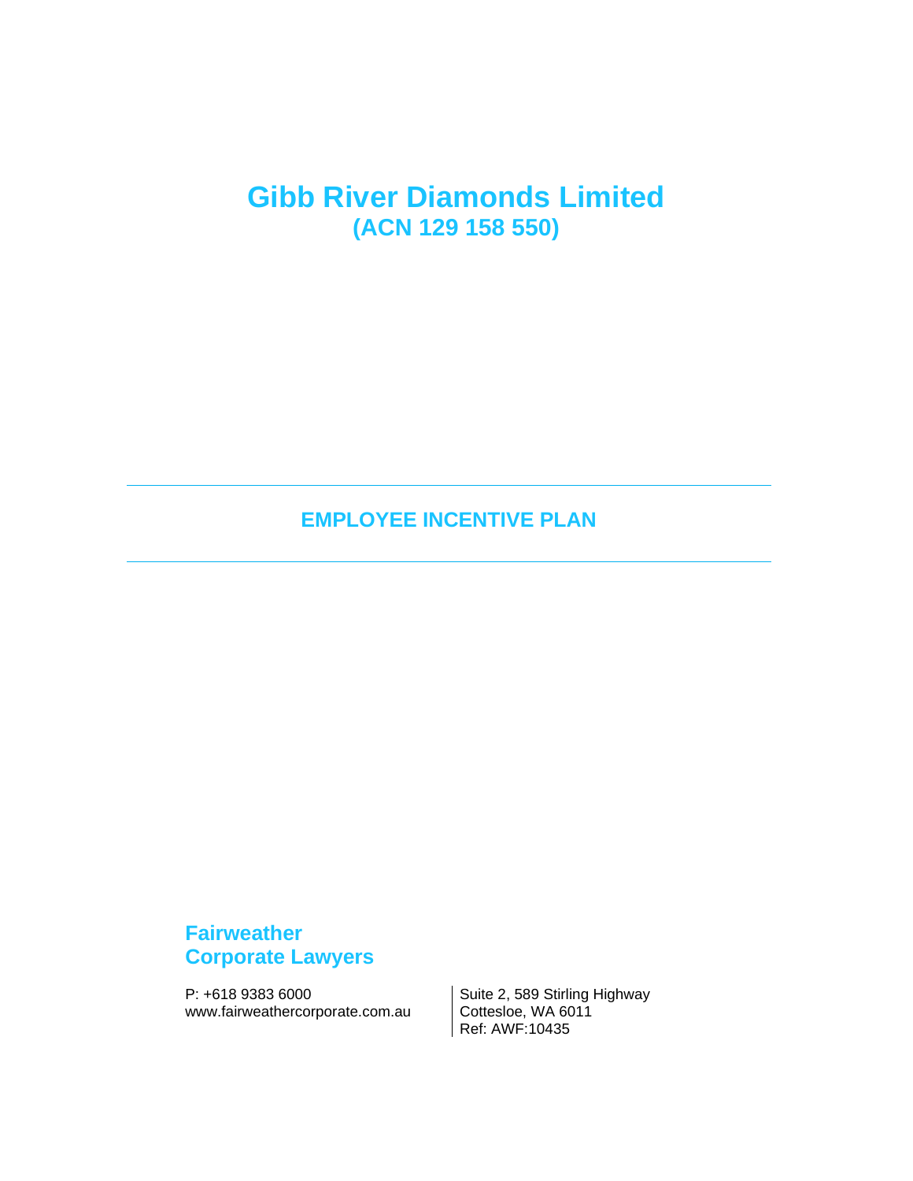# Gibb River Diamonds Limited

## (ACN 129 158 550)

---

## EMPLOYEE INCENTIVE PLAN

---

**Fairweather**
**Corporate Lawyers**

P: +618 9383 6000
www.fairweathercorporate.com.au

Suite 2, 589 Stirling Highway
Cottesloe, WA 6011
Ref: AWF:10435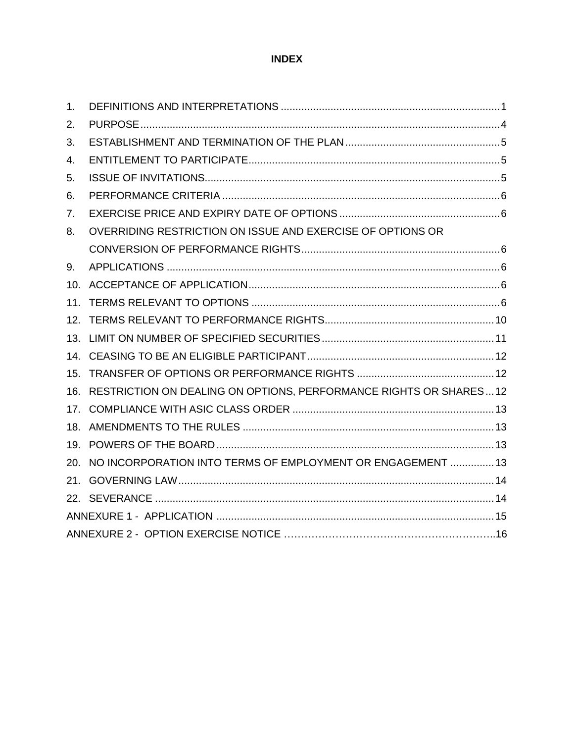# INDEX

| | | |
|---|---|---|
| 1. | DEFINITIONS AND INTERPRETATIONS | 1 |
| 2. | PURPOSE | 4 |
| 3. | ESTABLISHMENT AND TERMINATION OF THE PLAN | 5 |
| 4. | ENTITLEMENT TO PARTICIPATE | 5 |
| 5. | ISSUE OF INVITATIONS | 5 |
| 6. | PERFORMANCE CRITERIA | 6 |
| 7. | EXERCISE PRICE AND EXPIRY DATE OF OPTIONS | 6 |
| 8. | OVERRIDING RESTRICTION ON ISSUE AND EXERCISE OF OPTIONS OR CONVERSION OF PERFORMANCE RIGHTS | 6 |
| 9. | APPLICATIONS | 6 |
| 10. | ACCEPTANCE OF APPLICATION | 6 |
| 11. | TERMS RELEVANT TO OPTIONS | 6 |
| 12. | TERMS RELEVANT TO PERFORMANCE RIGHTS | 10 |
| 13. | LIMIT ON NUMBER OF SPECIFIED SECURITIES | 11 |
| 14. | CEASING TO BE AN ELIGIBLE PARTICIPANT | 12 |
| 15. | TRANSFER OF OPTIONS OR PERFORMANCE RIGHTS | 12 |
| 16. | RESTRICTION ON DEALING ON OPTIONS, PERFORMANCE RIGHTS OR SHARES | 12 |
| 17. | COMPLIANCE WITH ASIC CLASS ORDER | 13 |
| 18. | AMENDMENTS TO THE RULES | 13 |
| 19. | POWERS OF THE BOARD | 13 |
| 20. | NO INCORPORATION INTO TERMS OF EMPLOYMENT OR ENGAGEMENT | 13 |
| 21. | GOVERNING LAW | 14 |
| 22. | SEVERANCE | 14 |
| ANNEXURE 1 - | APPLICATION | 15 |
| ANNEXURE 2 - | OPTION EXERCISE NOTICE | 16 |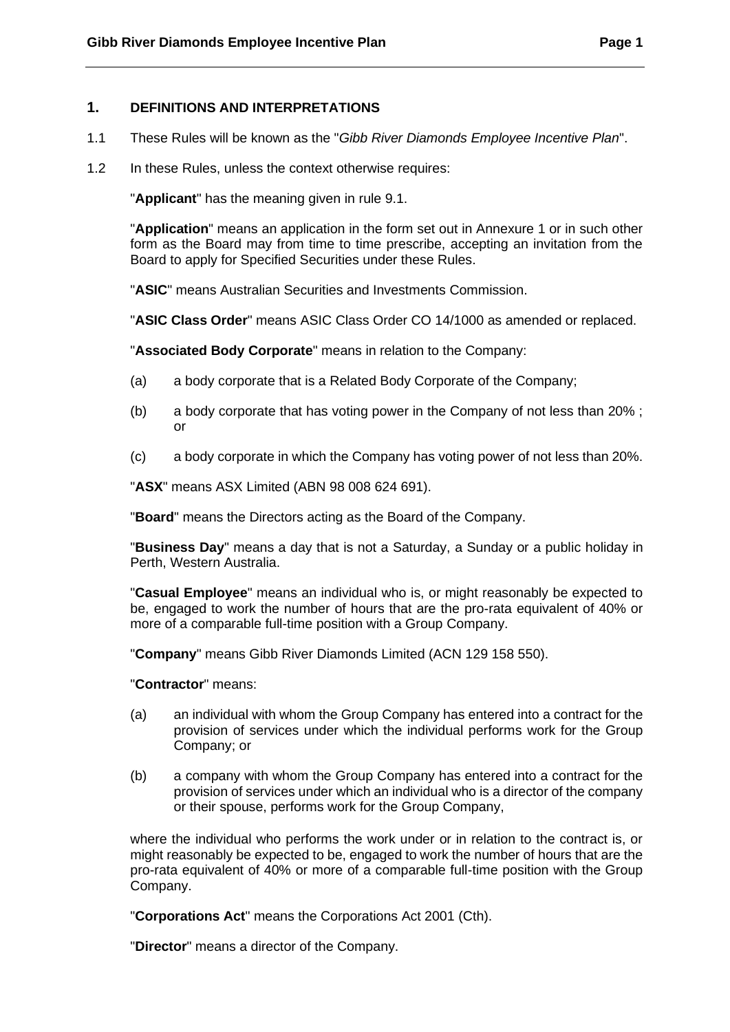## 1. DEFINITIONS AND INTERPRETATIONS

1.1 These Rules will be known as the "*Gibb River Diamonds Employee Incentive Plan*".

1.2 In these Rules, unless the context otherwise requires:

"**Applicant**" has the meaning given in rule 9.1.

"**Application**" means an application in the form set out in Annexure 1 or in such other form as the Board may from time to time prescribe, accepting an invitation from the Board to apply for Specified Securities under these Rules.

"**ASIC**" means Australian Securities and Investments Commission.

"**ASIC Class Order**" means ASIC Class Order CO 14/1000 as amended or replaced.

"**Associated Body Corporate**" means in relation to the Company:

(a) a body corporate that is a Related Body Corporate of the Company;

(b) a body corporate that has voting power in the Company of not less than 20% ; or

(c) a body corporate in which the Company has voting power of not less than 20%.

"**ASX**" means ASX Limited (ABN 98 008 624 691).

"**Board**" means the Directors acting as the Board of the Company.

"**Business Day**" means a day that is not a Saturday, a Sunday or a public holiday in Perth, Western Australia.

"**Casual Employee**" means an individual who is, or might reasonably be expected to be, engaged to work the number of hours that are the pro-rata equivalent of 40% or more of a comparable full-time position with a Group Company.

"**Company**" means Gibb River Diamonds Limited (ACN 129 158 550).

"**Contractor**" means:

(a) an individual with whom the Group Company has entered into a contract for the provision of services under which the individual performs work for the Group Company; or

(b) a company with whom the Group Company has entered into a contract for the provision of services under which an individual who is a director of the company or their spouse, performs work for the Group Company,

where the individual who performs the work under or in relation to the contract is, or might reasonably be expected to be, engaged to work the number of hours that are the pro-rata equivalent of 40% or more of a comparable full-time position with the Group Company.

"**Corporations Act**" means the Corporations Act 2001 (Cth).

"**Director**" means a director of the Company.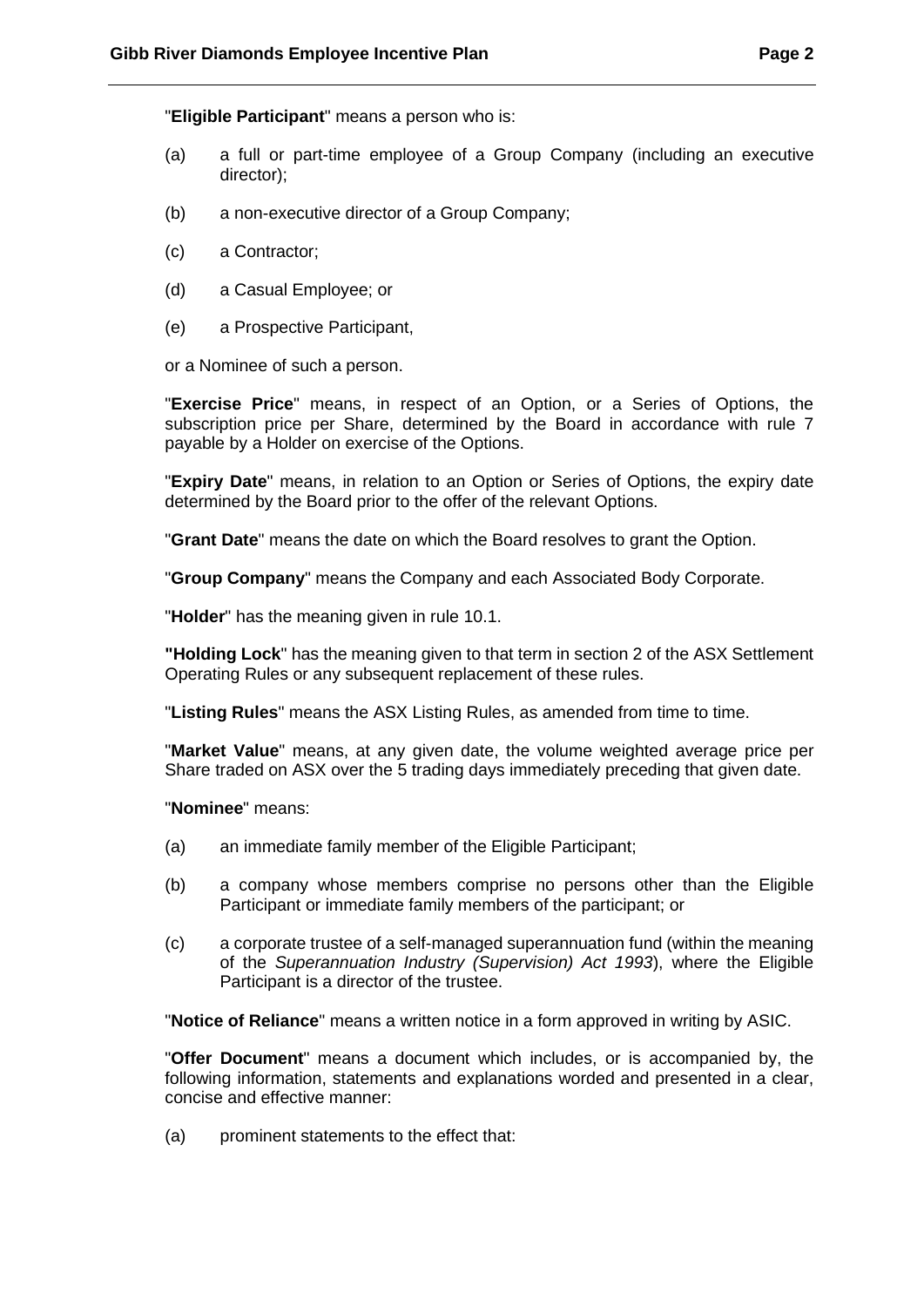"**Eligible Participant**" means a person who is:

(a) a full or part-time employee of a Group Company (including an executive director);

(b) a non-executive director of a Group Company;

(c) a Contractor;

(d) a Casual Employee; or

(e) a Prospective Participant,

or a Nominee of such a person.

"**Exercise Price**" means, in respect of an Option, or a Series of Options, the subscription price per Share, determined by the Board in accordance with rule 7 payable by a Holder on exercise of the Options.

"**Expiry Date**" means, in relation to an Option or Series of Options, the expiry date determined by the Board prior to the offer of the relevant Options.

"**Grant Date**" means the date on which the Board resolves to grant the Option.

"**Group Company**" means the Company and each Associated Body Corporate.

"**Holder**" has the meaning given in rule 10.1.

**"Holding Lock**" has the meaning given to that term in section 2 of the ASX Settlement Operating Rules or any subsequent replacement of these rules.

"**Listing Rules**" means the ASX Listing Rules, as amended from time to time.

"**Market Value**" means, at any given date, the volume weighted average price per Share traded on ASX over the 5 trading days immediately preceding that given date.

"**Nominee**" means:

(a) an immediate family member of the Eligible Participant;

(b) a company whose members comprise no persons other than the Eligible Participant or immediate family members of the participant; or

(c) a corporate trustee of a self-managed superannuation fund (within the meaning of the *Superannuation Industry (Supervision) Act 1993*), where the Eligible Participant is a director of the trustee.

"**Notice of Reliance**" means a written notice in a form approved in writing by ASIC.

"**Offer Document**" means a document which includes, or is accompanied by, the following information, statements and explanations worded and presented in a clear, concise and effective manner:

(a) prominent statements to the effect that: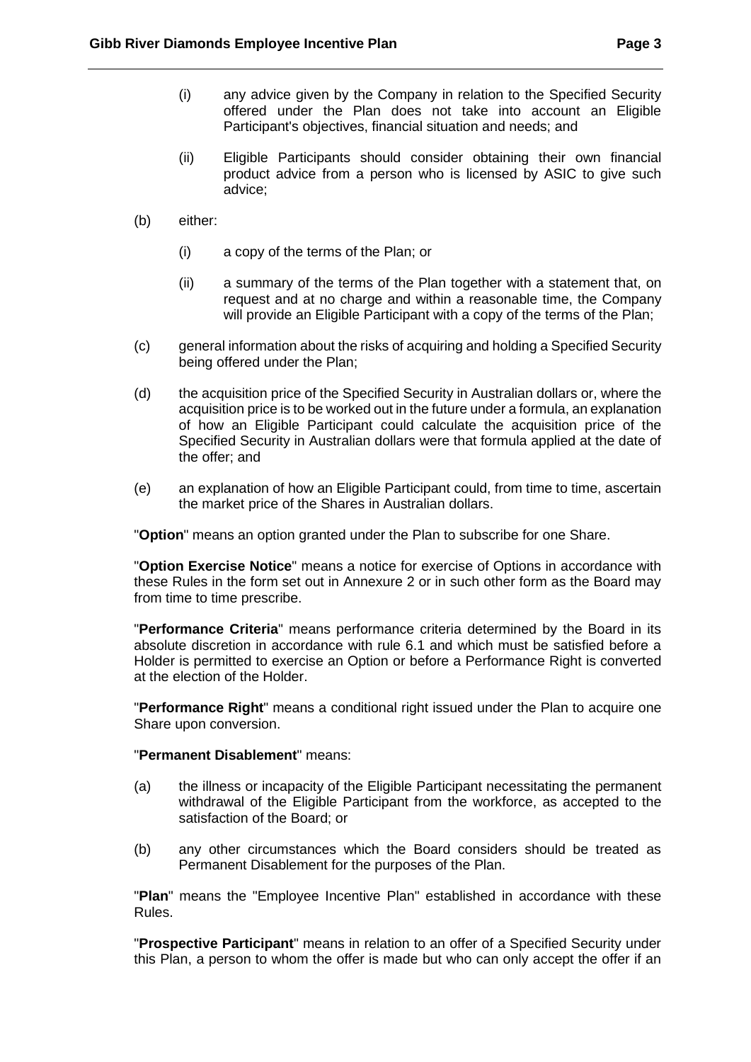(i) any advice given by the Company in relation to the Specified Security offered under the Plan does not take into account an Eligible Participant's objectives, financial situation and needs; and

(ii) Eligible Participants should consider obtaining their own financial product advice from a person who is licensed by ASIC to give such advice;

(b) either:

(i) a copy of the terms of the Plan; or

(ii) a summary of the terms of the Plan together with a statement that, on request and at no charge and within a reasonable time, the Company will provide an Eligible Participant with a copy of the terms of the Plan;

(c) general information about the risks of acquiring and holding a Specified Security being offered under the Plan;

(d) the acquisition price of the Specified Security in Australian dollars or, where the acquisition price is to be worked out in the future under a formula, an explanation of how an Eligible Participant could calculate the acquisition price of the Specified Security in Australian dollars were that formula applied at the date of the offer; and

(e) an explanation of how an Eligible Participant could, from time to time, ascertain the market price of the Shares in Australian dollars.

"**Option**" means an option granted under the Plan to subscribe for one Share.

"**Option Exercise Notice**" means a notice for exercise of Options in accordance with these Rules in the form set out in Annexure 2 or in such other form as the Board may from time to time prescribe.

"**Performance Criteria**" means performance criteria determined by the Board in its absolute discretion in accordance with rule 6.1 and which must be satisfied before a Holder is permitted to exercise an Option or before a Performance Right is converted at the election of the Holder.

"**Performance Right**" means a conditional right issued under the Plan to acquire one Share upon conversion.

"**Permanent Disablement**" means:

(a) the illness or incapacity of the Eligible Participant necessitating the permanent withdrawal of the Eligible Participant from the workforce, as accepted to the satisfaction of the Board; or

(b) any other circumstances which the Board considers should be treated as Permanent Disablement for the purposes of the Plan.

"**Plan**" means the "Employee Incentive Plan" established in accordance with these Rules.

"**Prospective Participant**" means in relation to an offer of a Specified Security under this Plan, a person to whom the offer is made but who can only accept the offer if an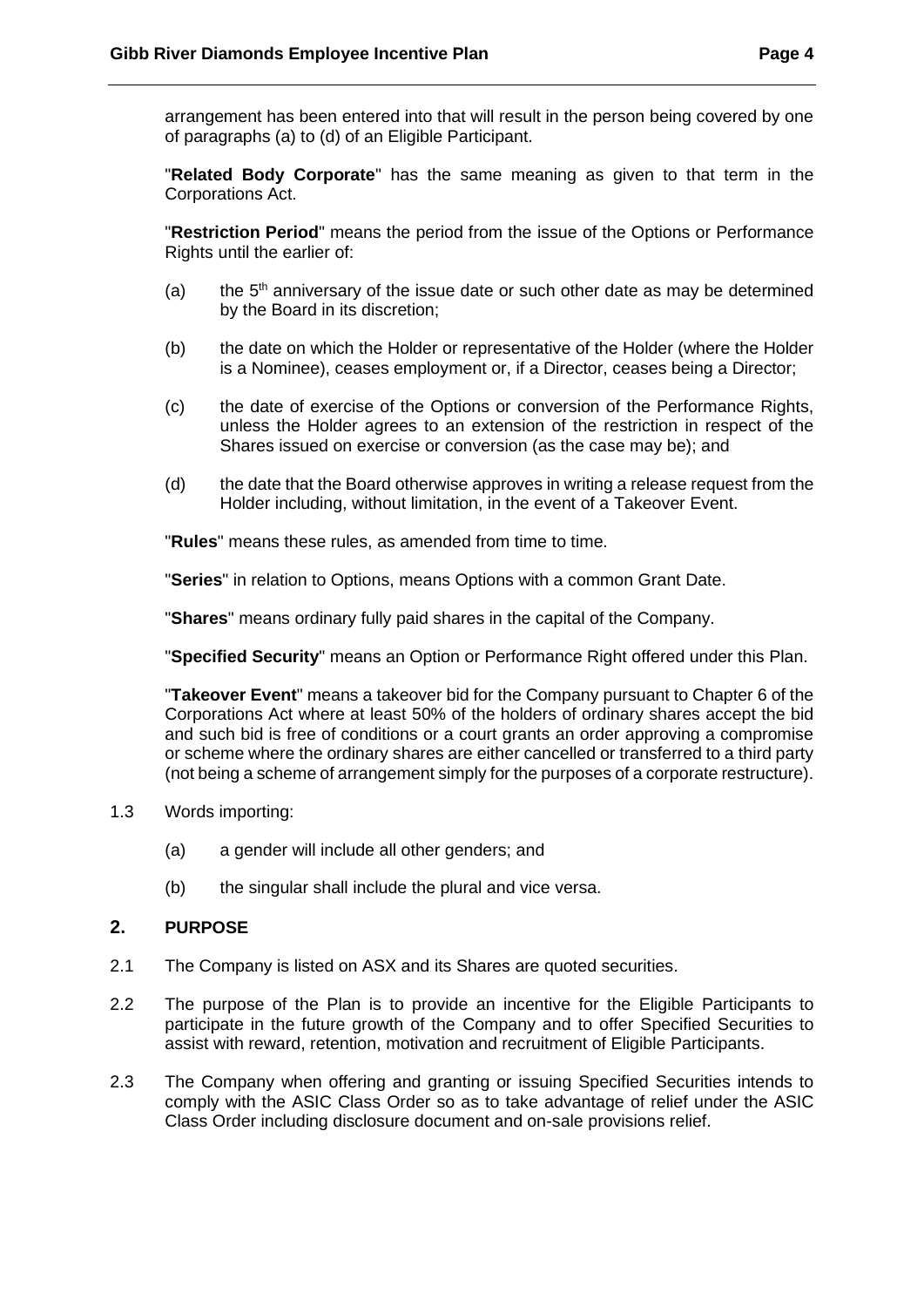arrangement has been entered into that will result in the person being covered by one of paragraphs (a) to (d) of an Eligible Participant.

"**Related Body Corporate**" has the same meaning as given to that term in the Corporations Act.

"**Restriction Period**" means the period from the issue of the Options or Performance Rights until the earlier of:

(a) the 5th anniversary of the issue date or such other date as may be determined by the Board in its discretion;

(b) the date on which the Holder or representative of the Holder (where the Holder is a Nominee), ceases employment or, if a Director, ceases being a Director;

(c) the date of exercise of the Options or conversion of the Performance Rights, unless the Holder agrees to an extension of the restriction in respect of the Shares issued on exercise or conversion (as the case may be); and

(d) the date that the Board otherwise approves in writing a release request from the Holder including, without limitation, in the event of a Takeover Event.

"**Rules**" means these rules, as amended from time to time.

"**Series**" in relation to Options, means Options with a common Grant Date.

"**Shares**" means ordinary fully paid shares in the capital of the Company.

"**Specified Security**" means an Option or Performance Right offered under this Plan.

"**Takeover Event**" means a takeover bid for the Company pursuant to Chapter 6 of the Corporations Act where at least 50% of the holders of ordinary shares accept the bid and such bid is free of conditions or a court grants an order approving a compromise or scheme where the ordinary shares are either cancelled or transferred to a third party (not being a scheme of arrangement simply for the purposes of a corporate restructure).

1.3 Words importing:

(a) a gender will include all other genders; and

(b) the singular shall include the plural and vice versa.

## 2. PURPOSE

2.1 The Company is listed on ASX and its Shares are quoted securities.

2.2 The purpose of the Plan is to provide an incentive for the Eligible Participants to participate in the future growth of the Company and to offer Specified Securities to assist with reward, retention, motivation and recruitment of Eligible Participants.

2.3 The Company when offering and granting or issuing Specified Securities intends to comply with the ASIC Class Order so as to take advantage of relief under the ASIC Class Order including disclosure document and on-sale provisions relief.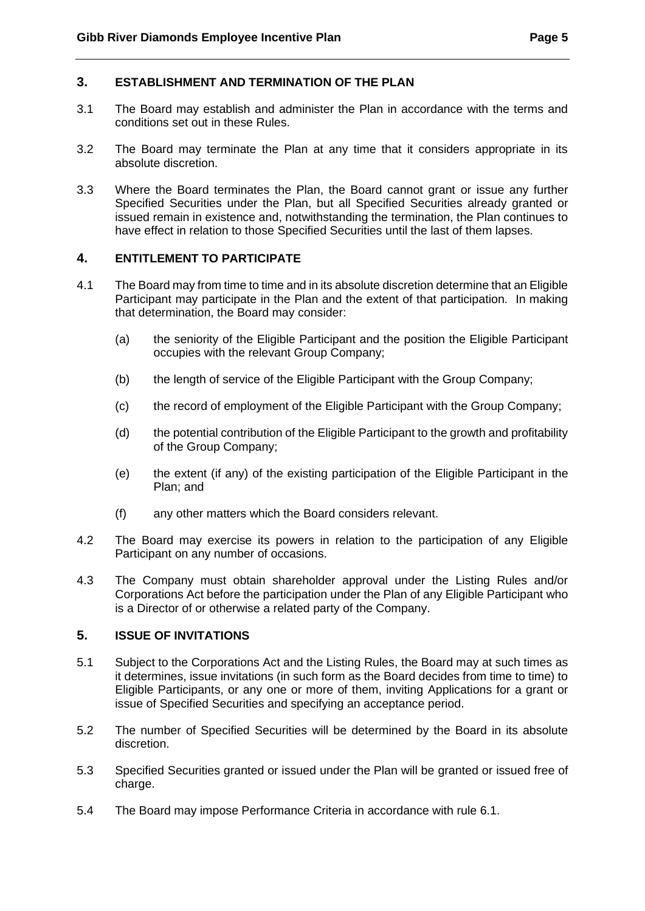## 3. ESTABLISHMENT AND TERMINATION OF THE PLAN

3.1 The Board may establish and administer the Plan in accordance with the terms and conditions set out in these Rules.

3.2 The Board may terminate the Plan at any time that it considers appropriate in its absolute discretion.

3.3 Where the Board terminates the Plan, the Board cannot grant or issue any further Specified Securities under the Plan, but all Specified Securities already granted or issued remain in existence and, notwithstanding the termination, the Plan continues to have effect in relation to those Specified Securities until the last of them lapses.

## 4. ENTITLEMENT TO PARTICIPATE

4.1 The Board may from time to time and in its absolute discretion determine that an Eligible Participant may participate in the Plan and the extent of that participation. In making that determination, the Board may consider:

(a) the seniority of the Eligible Participant and the position the Eligible Participant occupies with the relevant Group Company;

(b) the length of service of the Eligible Participant with the Group Company;

(c) the record of employment of the Eligible Participant with the Group Company;

(d) the potential contribution of the Eligible Participant to the growth and profitability of the Group Company;

(e) the extent (if any) of the existing participation of the Eligible Participant in the Plan; and

(f) any other matters which the Board considers relevant.

4.2 The Board may exercise its powers in relation to the participation of any Eligible Participant on any number of occasions.

4.3 The Company must obtain shareholder approval under the Listing Rules and/or Corporations Act before the participation under the Plan of any Eligible Participant who is a Director of or otherwise a related party of the Company.

## 5. ISSUE OF INVITATIONS

5.1 Subject to the Corporations Act and the Listing Rules, the Board may at such times as it determines, issue invitations (in such form as the Board decides from time to time) to Eligible Participants, or any one or more of them, inviting Applications for a grant or issue of Specified Securities and specifying an acceptance period.

5.2 The number of Specified Securities will be determined by the Board in its absolute discretion.

5.3 Specified Securities granted or issued under the Plan will be granted or issued free of charge.

5.4 The Board may impose Performance Criteria in accordance with rule 6.1.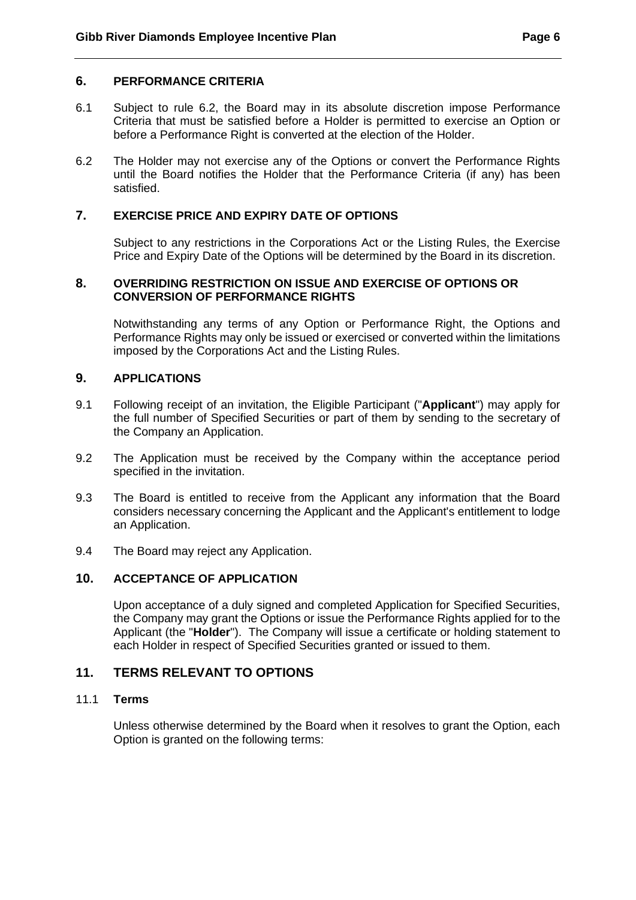## 6. PERFORMANCE CRITERIA

6.1 Subject to rule 6.2, the Board may in its absolute discretion impose Performance Criteria that must be satisfied before a Holder is permitted to exercise an Option or before a Performance Right is converted at the election of the Holder.

6.2 The Holder may not exercise any of the Options or convert the Performance Rights until the Board notifies the Holder that the Performance Criteria (if any) has been satisfied.

## 7. EXERCISE PRICE AND EXPIRY DATE OF OPTIONS

Subject to any restrictions in the Corporations Act or the Listing Rules, the Exercise Price and Expiry Date of the Options will be determined by the Board in its discretion.

## 8. OVERRIDING RESTRICTION ON ISSUE AND EXERCISE OF OPTIONS OR CONVERSION OF PERFORMANCE RIGHTS

Notwithstanding any terms of any Option or Performance Right, the Options and Performance Rights may only be issued or exercised or converted within the limitations imposed by the Corporations Act and the Listing Rules.

## 9. APPLICATIONS

9.1 Following receipt of an invitation, the Eligible Participant ("**Applicant**") may apply for the full number of Specified Securities or part of them by sending to the secretary of the Company an Application.

9.2 The Application must be received by the Company within the acceptance period specified in the invitation.

9.3 The Board is entitled to receive from the Applicant any information that the Board considers necessary concerning the Applicant and the Applicant's entitlement to lodge an Application.

9.4 The Board may reject any Application.

## 10. ACCEPTANCE OF APPLICATION

Upon acceptance of a duly signed and completed Application for Specified Securities, the Company may grant the Options or issue the Performance Rights applied for to the Applicant (the "**Holder**"). The Company will issue a certificate or holding statement to each Holder in respect of Specified Securities granted or issued to them.

## 11. TERMS RELEVANT TO OPTIONS

### 11.1 Terms

Unless otherwise determined by the Board when it resolves to grant the Option, each Option is granted on the following terms: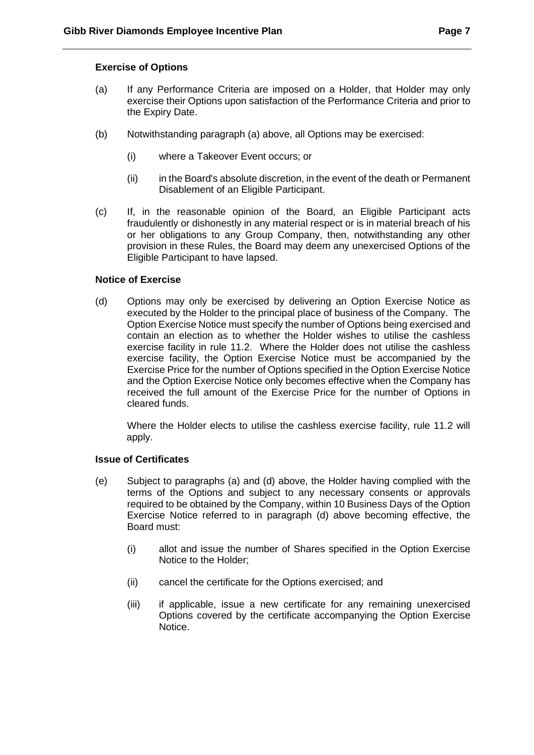**Exercise of Options**

(a) If any Performance Criteria are imposed on a Holder, that Holder may only exercise their Options upon satisfaction of the Performance Criteria and prior to the Expiry Date.

(b) Notwithstanding paragraph (a) above, all Options may be exercised:

  (i) where a Takeover Event occurs; or

  (ii) in the Board's absolute discretion, in the event of the death or Permanent Disablement of an Eligible Participant.

(c) If, in the reasonable opinion of the Board, an Eligible Participant acts fraudulently or dishonestly in any material respect or is in material breach of his or her obligations to any Group Company, then, notwithstanding any other provision in these Rules, the Board may deem any unexercised Options of the Eligible Participant to have lapsed.

**Notice of Exercise**

(d) Options may only be exercised by delivering an Option Exercise Notice as executed by the Holder to the principal place of business of the Company. The Option Exercise Notice must specify the number of Options being exercised and contain an election as to whether the Holder wishes to utilise the cashless exercise facility in rule 11.2. Where the Holder does not utilise the cashless exercise facility, the Option Exercise Notice must be accompanied by the Exercise Price for the number of Options specified in the Option Exercise Notice and the Option Exercise Notice only becomes effective when the Company has received the full amount of the Exercise Price for the number of Options in cleared funds.

  Where the Holder elects to utilise the cashless exercise facility, rule 11.2 will apply.

**Issue of Certificates**

(e) Subject to paragraphs (a) and (d) above, the Holder having complied with the terms of the Options and subject to any necessary consents or approvals required to be obtained by the Company, within 10 Business Days of the Option Exercise Notice referred to in paragraph (d) above becoming effective, the Board must:

  (i) allot and issue the number of Shares specified in the Option Exercise Notice to the Holder;

  (ii) cancel the certificate for the Options exercised; and

  (iii) if applicable, issue a new certificate for any remaining unexercised Options covered by the certificate accompanying the Option Exercise Notice.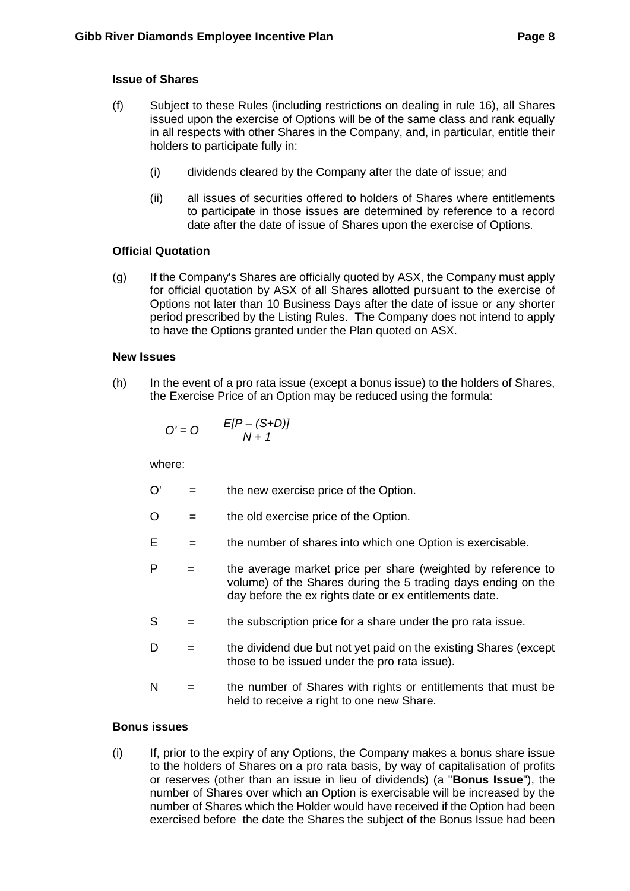**Issue of Shares**

(f) Subject to these Rules (including restrictions on dealing in rule 16), all Shares issued upon the exercise of Options will be of the same class and rank equally in all respects with other Shares in the Company, and, in particular, entitle their holders to participate fully in:

  (i) dividends cleared by the Company after the date of issue; and

  (ii) all issues of securities offered to holders of Shares where entitlements to participate in those issues are determined by reference to a record date after the date of issue of Shares upon the exercise of Options.

**Official Quotation**

(g) If the Company's Shares are officially quoted by ASX, the Company must apply for official quotation by ASX of all Shares allotted pursuant to the exercise of Options not later than 10 Business Days after the date of issue or any shorter period prescribed by the Listing Rules. The Company does not intend to apply to have the Options granted under the Plan quoted on ASX.

**New Issues**

(h) In the event of a pro rata issue (except a bonus issue) to the holders of Shares, the Exercise Price of an Option may be reduced using the formula:

$$O' = O \qquad \frac{E[P - (S+D)]}{N + 1}$$

where:

| | | |
|---|---|---|
| O' | = | the new exercise price of the Option. |
| O | = | the old exercise price of the Option. |
| E | = | the number of shares into which one Option is exercisable. |
| P | = | the average market price per share (weighted by reference to volume) of the Shares during the 5 trading days ending on the day before the ex rights date or ex entitlements date. |
| S | = | the subscription price for a share under the pro rata issue. |
| D | = | the dividend due but not yet paid on the existing Shares (except those to be issued under the pro rata issue). |
| N | = | the number of Shares with rights or entitlements that must be held to receive a right to one new Share. |

**Bonus issues**

(i) If, prior to the expiry of any Options, the Company makes a bonus share issue to the holders of Shares on a pro rata basis, by way of capitalisation of profits or reserves (other than an issue in lieu of dividends) (a "**Bonus Issue**"), the number of Shares over which an Option is exercisable will be increased by the number of Shares which the Holder would have received if the Option had been exercised before the date the Shares the subject of the Bonus Issue had been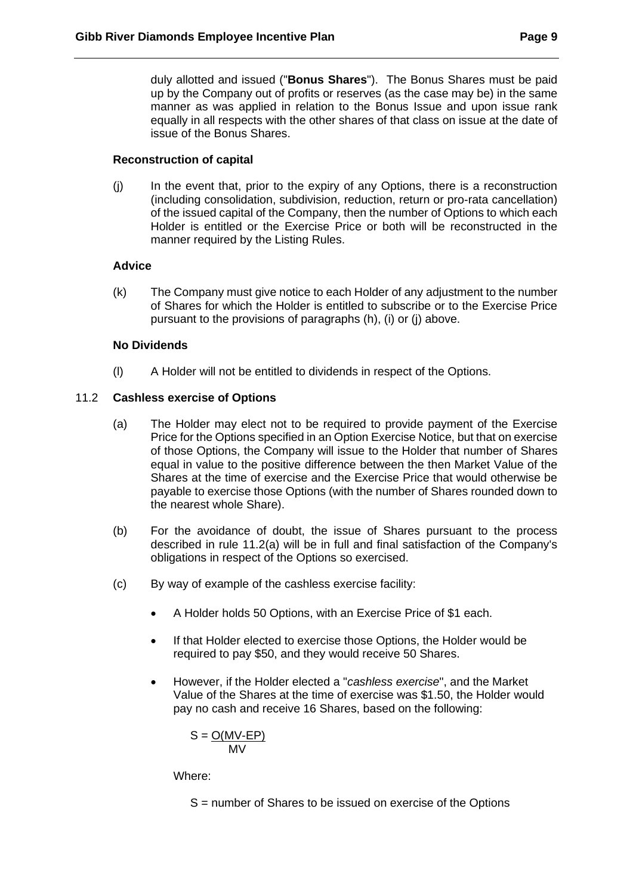duly allotted and issued ("**Bonus Shares**"). The Bonus Shares must be paid up by the Company out of profits or reserves (as the case may be) in the same manner as was applied in relation to the Bonus Issue and upon issue rank equally in all respects with the other shares of that class on issue at the date of issue of the Bonus Shares.

**Reconstruction of capital**

(j) In the event that, prior to the expiry of any Options, there is a reconstruction (including consolidation, subdivision, reduction, return or pro-rata cancellation) of the issued capital of the Company, then the number of Options to which each Holder is entitled or the Exercise Price or both will be reconstructed in the manner required by the Listing Rules.

**Advice**

(k) The Company must give notice to each Holder of any adjustment to the number of Shares for which the Holder is entitled to subscribe or to the Exercise Price pursuant to the provisions of paragraphs (h), (i) or (j) above.

**No Dividends**

(l) A Holder will not be entitled to dividends in respect of the Options.

### 11.2 Cashless exercise of Options

(a) The Holder may elect not to be required to provide payment of the Exercise Price for the Options specified in an Option Exercise Notice, but that on exercise of those Options, the Company will issue to the Holder that number of Shares equal in value to the positive difference between the then Market Value of the Shares at the time of exercise and the Exercise Price that would otherwise be payable to exercise those Options (with the number of Shares rounded down to the nearest whole Share).

(b) For the avoidance of doubt, the issue of Shares pursuant to the process described in rule 11.2(a) will be in full and final satisfaction of the Company's obligations in respect of the Options so exercised.

(c) By way of example of the cashless exercise facility:

- A Holder holds 50 Options, with an Exercise Price of $1 each.
- If that Holder elected to exercise those Options, the Holder would be required to pay $50, and they would receive 50 Shares.
- However, if the Holder elected a "*cashless exercise*", and the Market Value of the Shares at the time of exercise was $1.50, the Holder would pay no cash and receive 16 Shares, based on the following:

$$S = \frac{O(MV-EP)}{MV}$$

Where:

S = number of Shares to be issued on exercise of the Options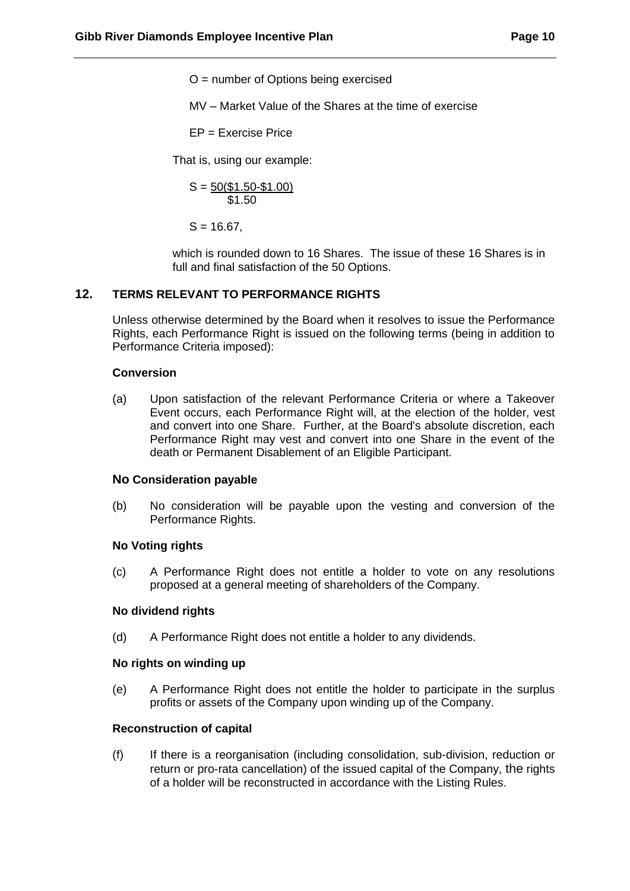$O$ = number of Options being exercised

$MV$ – Market Value of the Shares at the time of exercise

$EP$ = Exercise Price

That is, using our example:

$$S = \frac{50(\$1.50 - \$1.00)}{\$1.50}$$

$S = 16.67$,

which is rounded down to 16 Shares. The issue of these 16 Shares is in full and final satisfaction of the 50 Options.

## 12. TERMS RELEVANT TO PERFORMANCE RIGHTS

Unless otherwise determined by the Board when it resolves to issue the Performance Rights, each Performance Right is issued on the following terms (being in addition to Performance Criteria imposed):

**Conversion**

(a) Upon satisfaction of the relevant Performance Criteria or where a Takeover Event occurs, each Performance Right will, at the election of the holder, vest and convert into one Share. Further, at the Board's absolute discretion, each Performance Right may vest and convert into one Share in the event of the death or Permanent Disablement of an Eligible Participant.

**No Consideration payable**

(b) No consideration will be payable upon the vesting and conversion of the Performance Rights.

**No Voting rights**

(c) A Performance Right does not entitle a holder to vote on any resolutions proposed at a general meeting of shareholders of the Company.

**No dividend rights**

(d) A Performance Right does not entitle a holder to any dividends.

**No rights on winding up**

(e) A Performance Right does not entitle the holder to participate in the surplus profits or assets of the Company upon winding up of the Company.

**Reconstruction of capital**

(f) If there is a reorganisation (including consolidation, sub-division, reduction or return or pro-rata cancellation) of the issued capital of the Company, the rights of a holder will be reconstructed in accordance with the Listing Rules.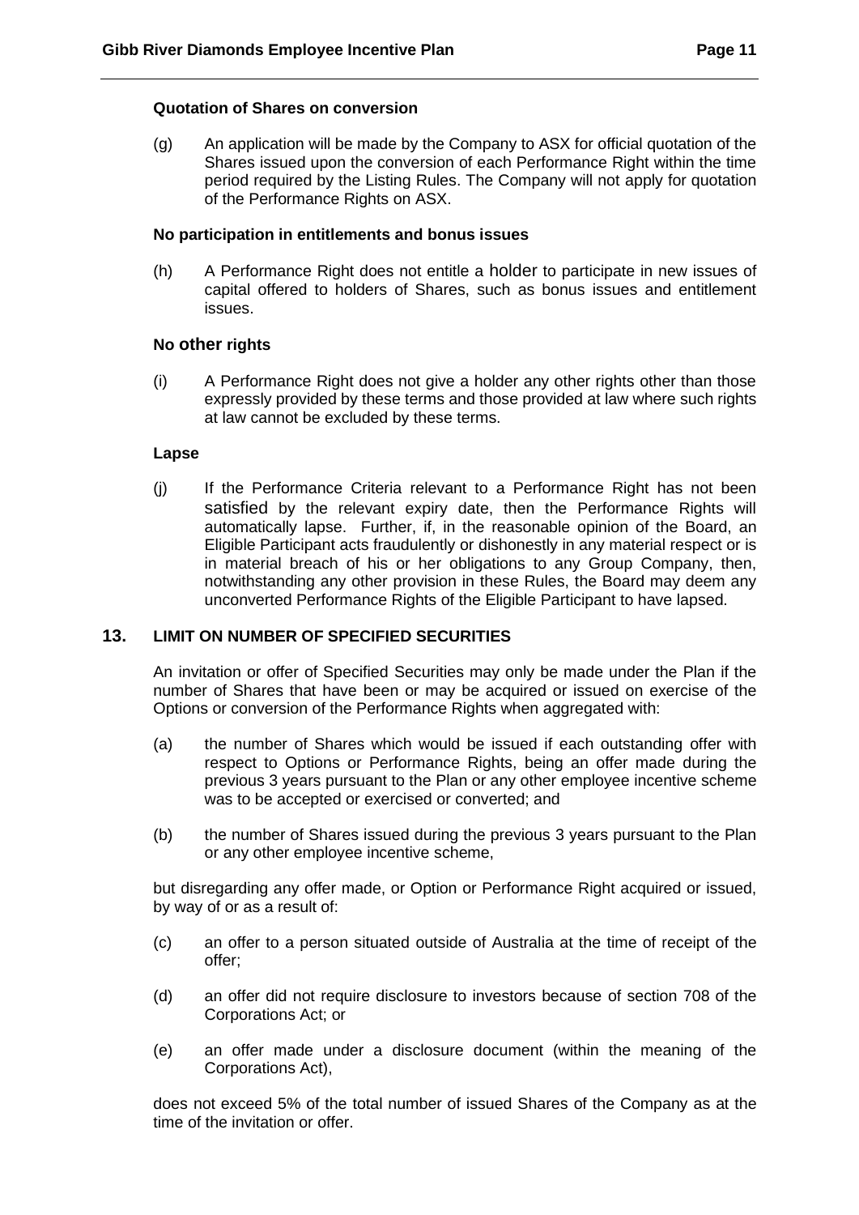**Quotation of Shares on conversion**

(g) An application will be made by the Company to ASX for official quotation of the Shares issued upon the conversion of each Performance Right within the time period required by the Listing Rules. The Company will not apply for quotation of the Performance Rights on ASX.

**No participation in entitlements and bonus issues**

(h) A Performance Right does not entitle a holder to participate in new issues of capital offered to holders of Shares, such as bonus issues and entitlement issues.

**No other rights**

(i) A Performance Right does not give a holder any other rights other than those expressly provided by these terms and those provided at law where such rights at law cannot be excluded by these terms.

**Lapse**

(j) If the Performance Criteria relevant to a Performance Right has not been satisfied by the relevant expiry date, then the Performance Rights will automatically lapse. Further, if, in the reasonable opinion of the Board, an Eligible Participant acts fraudulently or dishonestly in any material respect or is in material breach of his or her obligations to any Group Company, then, notwithstanding any other provision in these Rules, the Board may deem any unconverted Performance Rights of the Eligible Participant to have lapsed.

## 13. LIMIT ON NUMBER OF SPECIFIED SECURITIES

An invitation or offer of Specified Securities may only be made under the Plan if the number of Shares that have been or may be acquired or issued on exercise of the Options or conversion of the Performance Rights when aggregated with:

(a) the number of Shares which would be issued if each outstanding offer with respect to Options or Performance Rights, being an offer made during the previous 3 years pursuant to the Plan or any other employee incentive scheme was to be accepted or exercised or converted; and

(b) the number of Shares issued during the previous 3 years pursuant to the Plan or any other employee incentive scheme,

but disregarding any offer made, or Option or Performance Right acquired or issued, by way of or as a result of:

(c) an offer to a person situated outside of Australia at the time of receipt of the offer;

(d) an offer did not require disclosure to investors because of section 708 of the Corporations Act; or

(e) an offer made under a disclosure document (within the meaning of the Corporations Act),

does not exceed 5% of the total number of issued Shares of the Company as at the time of the invitation or offer.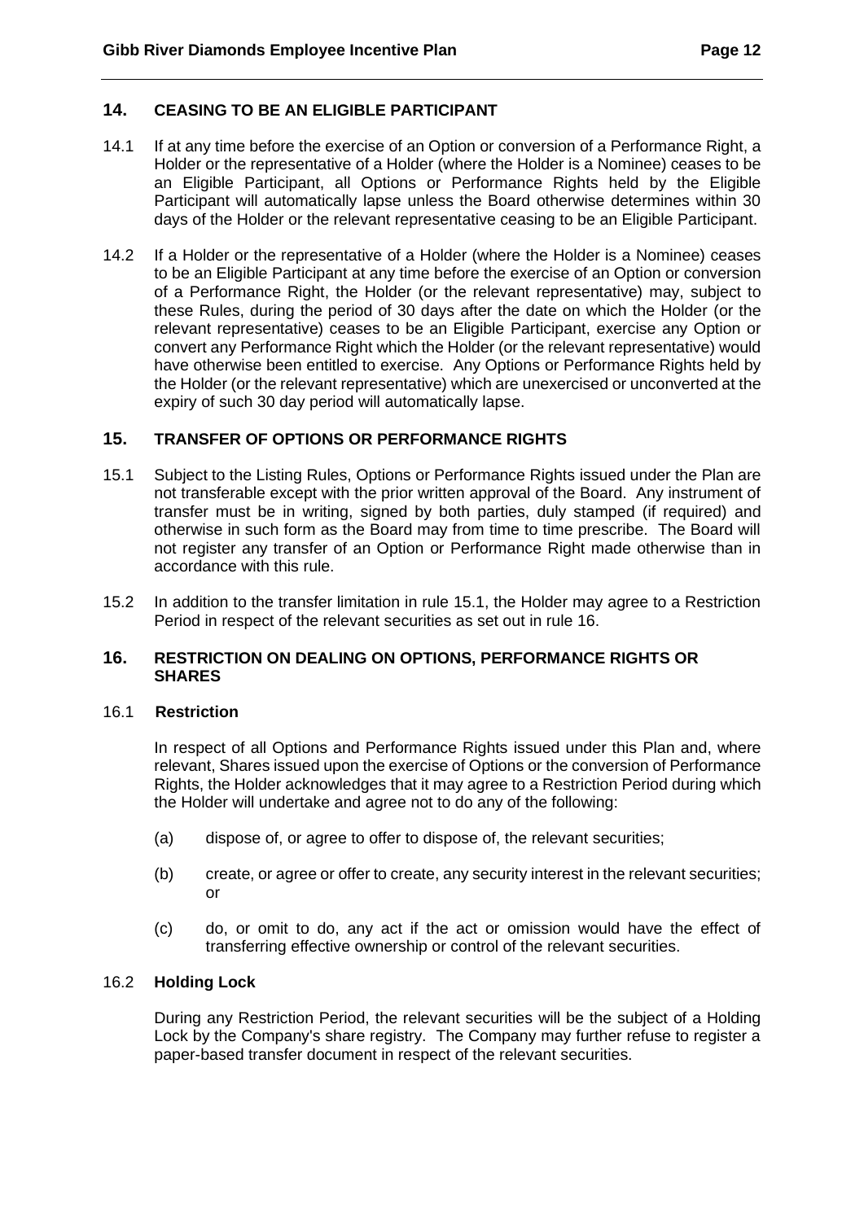## 14. CEASING TO BE AN ELIGIBLE PARTICIPANT

14.1 If at any time before the exercise of an Option or conversion of a Performance Right, a Holder or the representative of a Holder (where the Holder is a Nominee) ceases to be an Eligible Participant, all Options or Performance Rights held by the Eligible Participant will automatically lapse unless the Board otherwise determines within 30 days of the Holder or the relevant representative ceasing to be an Eligible Participant.

14.2 If a Holder or the representative of a Holder (where the Holder is a Nominee) ceases to be an Eligible Participant at any time before the exercise of an Option or conversion of a Performance Right, the Holder (or the relevant representative) may, subject to these Rules, during the period of 30 days after the date on which the Holder (or the relevant representative) ceases to be an Eligible Participant, exercise any Option or convert any Performance Right which the Holder (or the relevant representative) would have otherwise been entitled to exercise. Any Options or Performance Rights held by the Holder (or the relevant representative) which are unexercised or unconverted at the expiry of such 30 day period will automatically lapse.

## 15. TRANSFER OF OPTIONS OR PERFORMANCE RIGHTS

15.1 Subject to the Listing Rules, Options or Performance Rights issued under the Plan are not transferable except with the prior written approval of the Board. Any instrument of transfer must be in writing, signed by both parties, duly stamped (if required) and otherwise in such form as the Board may from time to time prescribe. The Board will not register any transfer of an Option or Performance Right made otherwise than in accordance with this rule.

15.2 In addition to the transfer limitation in rule 15.1, the Holder may agree to a Restriction Period in respect of the relevant securities as set out in rule 16.

## 16. RESTRICTION ON DEALING ON OPTIONS, PERFORMANCE RIGHTS OR SHARES

### 16.1 Restriction

In respect of all Options and Performance Rights issued under this Plan and, where relevant, Shares issued upon the exercise of Options or the conversion of Performance Rights, the Holder acknowledges that it may agree to a Restriction Period during which the Holder will undertake and agree not to do any of the following:

(a) dispose of, or agree to offer to dispose of, the relevant securities;

(b) create, or agree or offer to create, any security interest in the relevant securities; or

(c) do, or omit to do, any act if the act or omission would have the effect of transferring effective ownership or control of the relevant securities.

### 16.2 Holding Lock

During any Restriction Period, the relevant securities will be the subject of a Holding Lock by the Company's share registry. The Company may further refuse to register a paper-based transfer document in respect of the relevant securities.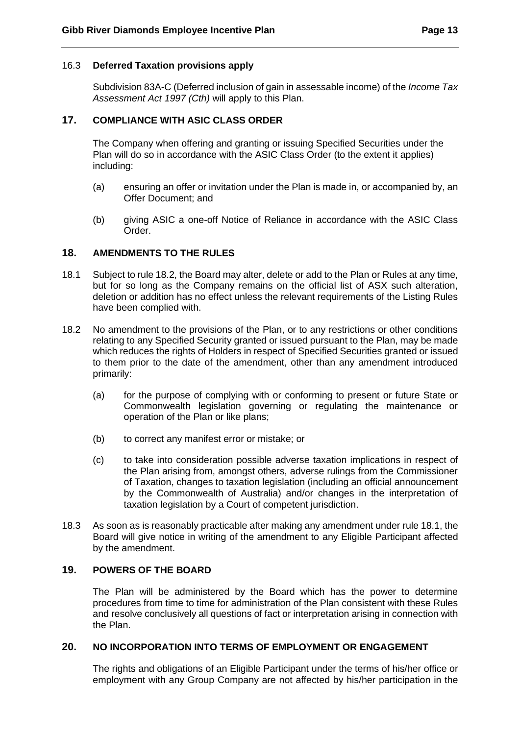### 16.3 **Deferred Taxation provisions apply**

Subdivision 83A-C (Deferred inclusion of gain in assessable income) of the *Income Tax Assessment Act 1997 (Cth)* will apply to this Plan.

## 17. COMPLIANCE WITH ASIC CLASS ORDER

The Company when offering and granting or issuing Specified Securities under the Plan will do so in accordance with the ASIC Class Order (to the extent it applies) including:

(a) ensuring an offer or invitation under the Plan is made in, or accompanied by, an Offer Document; and

(b) giving ASIC a one-off Notice of Reliance in accordance with the ASIC Class Order.

## 18. AMENDMENTS TO THE RULES

18.1 Subject to rule 18.2, the Board may alter, delete or add to the Plan or Rules at any time, but for so long as the Company remains on the official list of ASX such alteration, deletion or addition has no effect unless the relevant requirements of the Listing Rules have been complied with.

18.2 No amendment to the provisions of the Plan, or to any restrictions or other conditions relating to any Specified Security granted or issued pursuant to the Plan, may be made which reduces the rights of Holders in respect of Specified Securities granted or issued to them prior to the date of the amendment, other than any amendment introduced primarily:

(a) for the purpose of complying with or conforming to present or future State or Commonwealth legislation governing or regulating the maintenance or operation of the Plan or like plans;

(b) to correct any manifest error or mistake; or

(c) to take into consideration possible adverse taxation implications in respect of the Plan arising from, amongst others, adverse rulings from the Commissioner of Taxation, changes to taxation legislation (including an official announcement by the Commonwealth of Australia) and/or changes in the interpretation of taxation legislation by a Court of competent jurisdiction.

18.3 As soon as is reasonably practicable after making any amendment under rule 18.1, the Board will give notice in writing of the amendment to any Eligible Participant affected by the amendment.

## 19. POWERS OF THE BOARD

The Plan will be administered by the Board which has the power to determine procedures from time to time for administration of the Plan consistent with these Rules and resolve conclusively all questions of fact or interpretation arising in connection with the Plan.

## 20. NO INCORPORATION INTO TERMS OF EMPLOYMENT OR ENGAGEMENT

The rights and obligations of an Eligible Participant under the terms of his/her office or employment with any Group Company are not affected by his/her participation in the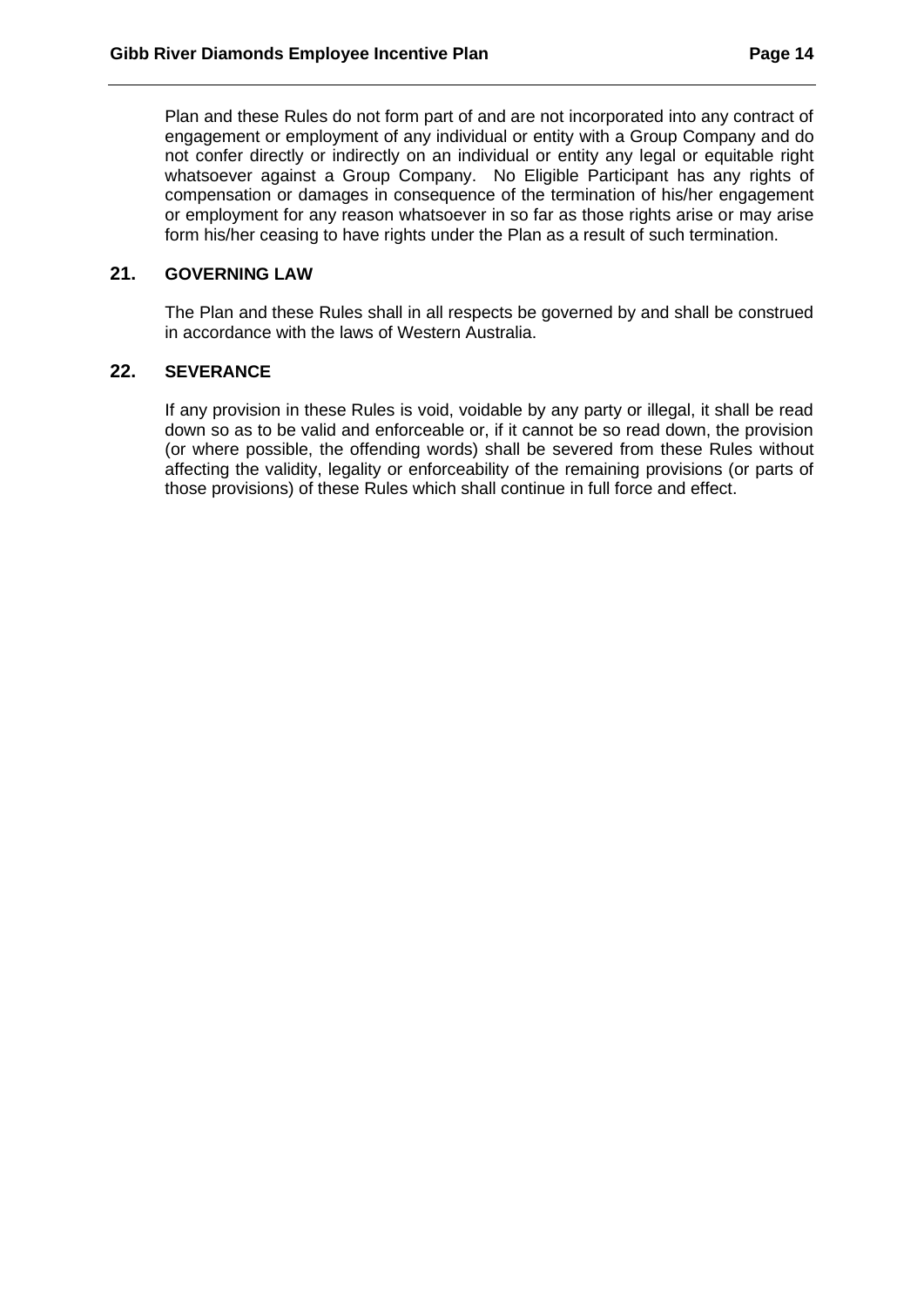Plan and these Rules do not form part of and are not incorporated into any contract of engagement or employment of any individual or entity with a Group Company and do not confer directly or indirectly on an individual or entity any legal or equitable right whatsoever against a Group Company. No Eligible Participant has any rights of compensation or damages in consequence of the termination of his/her engagement or employment for any reason whatsoever in so far as those rights arise or may arise form his/her ceasing to have rights under the Plan as a result of such termination.

## 21. GOVERNING LAW

The Plan and these Rules shall in all respects be governed by and shall be construed in accordance with the laws of Western Australia.

## 22. SEVERANCE

If any provision in these Rules is void, voidable by any party or illegal, it shall be read down so as to be valid and enforceable or, if it cannot be so read down, the provision (or where possible, the offending words) shall be severed from these Rules without affecting the validity, legality or enforceability of the remaining provisions (or parts of those provisions) of these Rules which shall continue in full force and effect.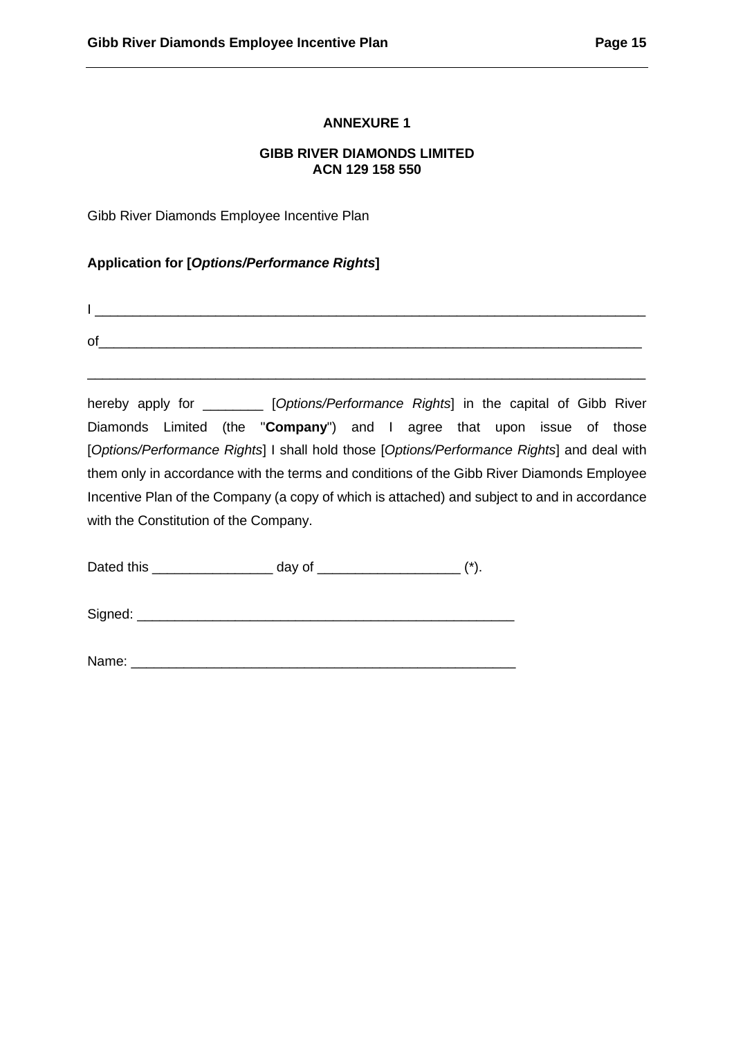# ANNEXURE 1

## GIBB RIVER DIAMONDS LIMITED
## ACN 129 158 550

Gibb River Diamonds Employee Incentive Plan

**Application for [*Options/Performance Rights*]**

I ___________________________________________________________________________

of__________________________________________________________________________

____________________________________________________________________________

hereby apply for ________ [*Options/Performance Rights*] in the capital of Gibb River Diamonds Limited (the "**Company**") and I agree that upon issue of those [*Options/Performance Rights*] I shall hold those [*Options/Performance Rights*] and deal with them only in accordance with the terms and conditions of the Gibb River Diamonds Employee Incentive Plan of the Company (a copy of which is attached) and subject to and in accordance with the Constitution of the Company.

Dated this ________________ day of __________________ (*).

Signed: ____________________________________________________

Name: _____________________________________________________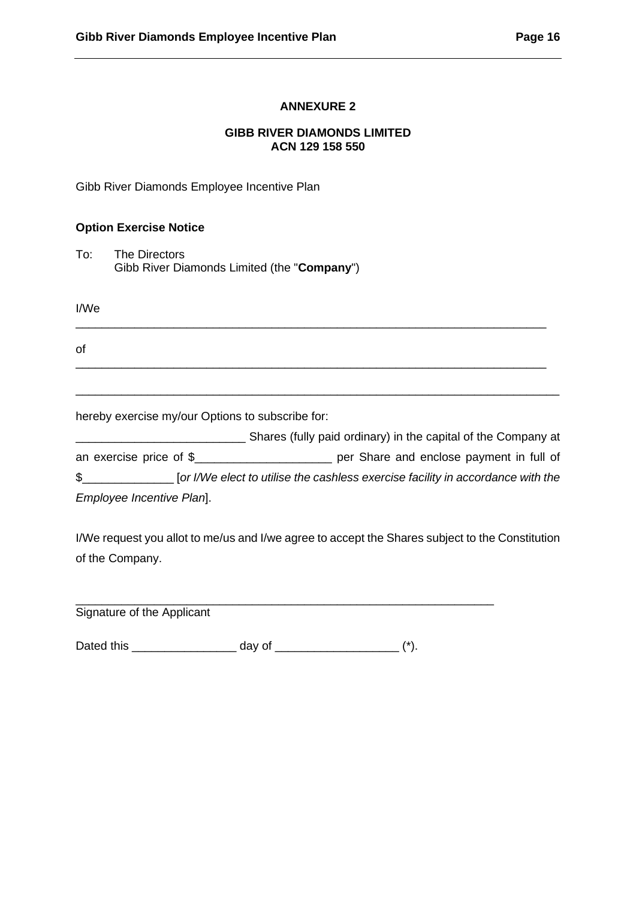## ANNEXURE 2

**GIBB RIVER DIAMONDS LIMITED**
**ACN 129 158 550**

Gibb River Diamonds Employee Incentive Plan

**Option Exercise Notice**

To: The Directors
Gibb River Diamonds Limited (the "**Company**")

I/We

_____________________________________________________________________________

of

_____________________________________________________________________________

_____________________________________________________________________________

hereby exercise my/our Options to subscribe for:

_________________________ Shares (fully paid ordinary) in the capital of the Company at an exercise price of $____________________ per Share and enclose payment in full of $_____________ [*or I/We elect to utilise the cashless exercise facility in accordance with the Employee Incentive Plan*].

I/We request you allot to me/us and I/we agree to accept the Shares subject to the Constitution of the Company.

_____________________________________________________________________

Signature of the Applicant

Dated this ________________ day of __________________ (*).